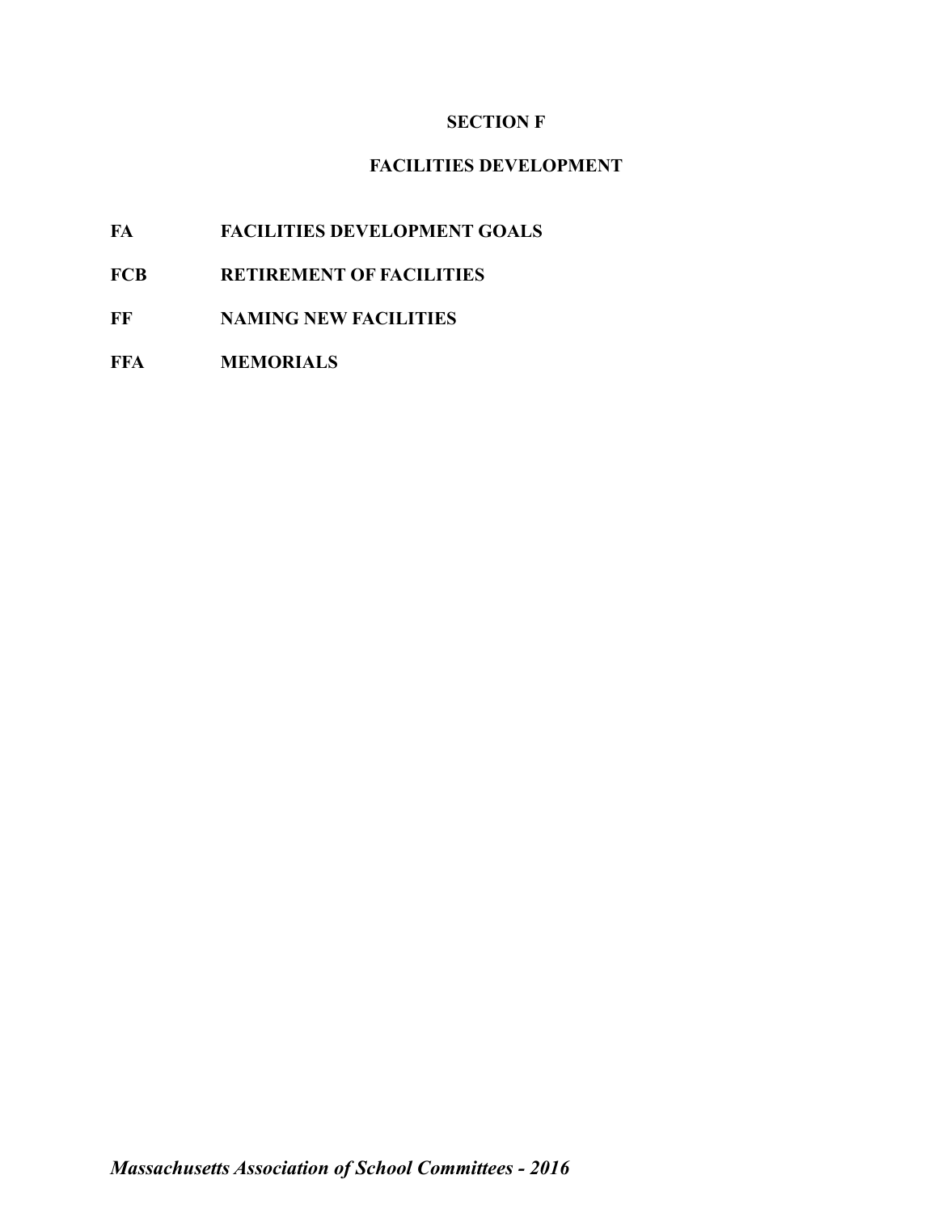# SECTION F

## FACILITIES DEVELOPMENT

| | |
|---|---|
| **FA** | **FACILITIES DEVELOPMENT GOALS** |
| **FCB** | **RETIREMENT OF FACILITIES** |
| **FF** | **NAMING NEW FACILITIES** |
| **FFA** | **MEMORIALS** |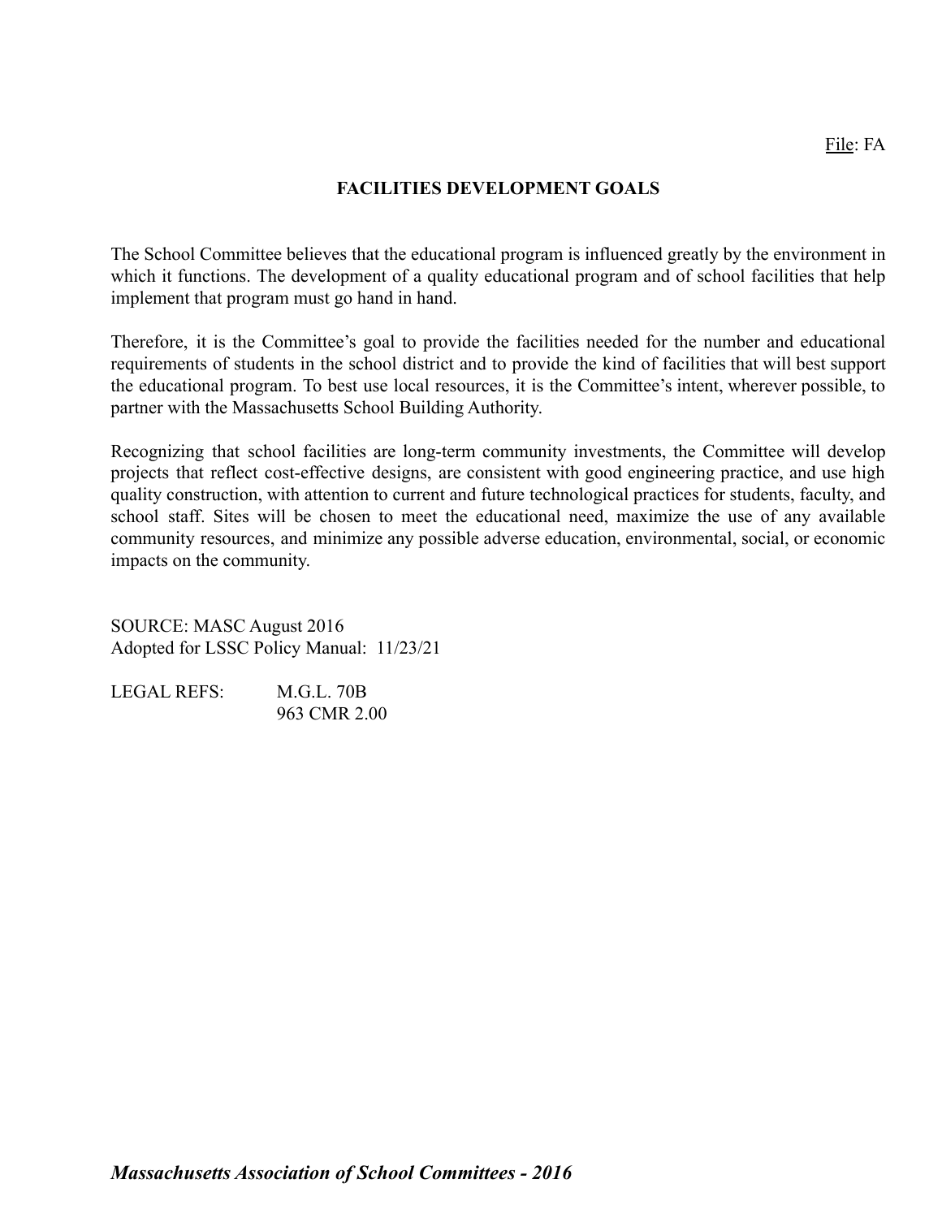File: FA

# FACILITIES DEVELOPMENT GOALS

The School Committee believes that the educational program is influenced greatly by the environment in which it functions. The development of a quality educational program and of school facilities that help implement that program must go hand in hand.

Therefore, it is the Committee's goal to provide the facilities needed for the number and educational requirements of students in the school district and to provide the kind of facilities that will best support the educational program. To best use local resources, it is the Committee's intent, wherever possible, to partner with the Massachusetts School Building Authority.

Recognizing that school facilities are long-term community investments, the Committee will develop projects that reflect cost-effective designs, are consistent with good engineering practice, and use high quality construction, with attention to current and future technological practices for students, faculty, and school staff. Sites will be chosen to meet the educational need, maximize the use of any available community resources, and minimize any possible adverse education, environmental, social, or economic impacts on the community.

SOURCE: MASC August 2016
Adopted for LSSC Policy Manual: 11/23/21

LEGAL REFS: M.G.L. 70B
963 CMR 2.00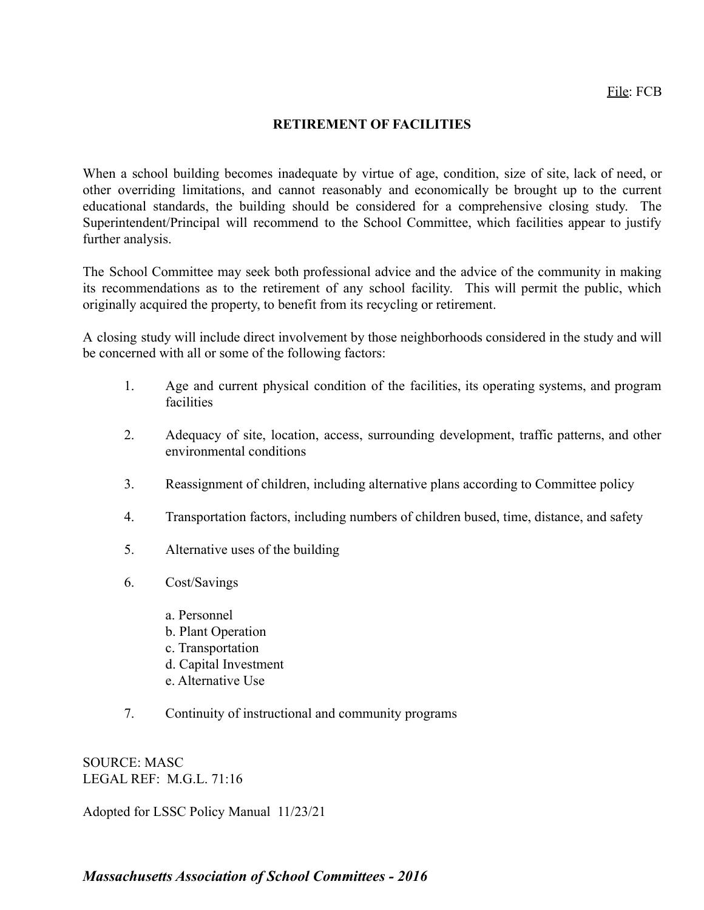File: FCB

# RETIREMENT OF FACILITIES

When a school building becomes inadequate by virtue of age, condition, size of site, lack of need, or other overriding limitations, and cannot reasonably and economically be brought up to the current educational standards, the building should be considered for a comprehensive closing study. The Superintendent/Principal will recommend to the School Committee, which facilities appear to justify further analysis.

The School Committee may seek both professional advice and the advice of the community in making its recommendations as to the retirement of any school facility. This will permit the public, which originally acquired the property, to benefit from its recycling or retirement.

A closing study will include direct involvement by those neighborhoods considered in the study and will be concerned with all or some of the following factors:

1. Age and current physical condition of the facilities, its operating systems, and program facilities
2. Adequacy of site, location, access, surrounding development, traffic patterns, and other environmental conditions
3. Reassignment of children, including alternative plans according to Committee policy
4. Transportation factors, including numbers of children bused, time, distance, and safety
5. Alternative uses of the building
6. Cost/Savings
    a. Personnel
    b. Plant Operation
    c. Transportation
    d. Capital Investment
    e. Alternative Use
7. Continuity of instructional and community programs

SOURCE: MASC
LEGAL REF: M.G.L. 71:16

Adopted for LSSC Policy Manual 11/23/21

*Massachusetts Association of School Committees - 2016*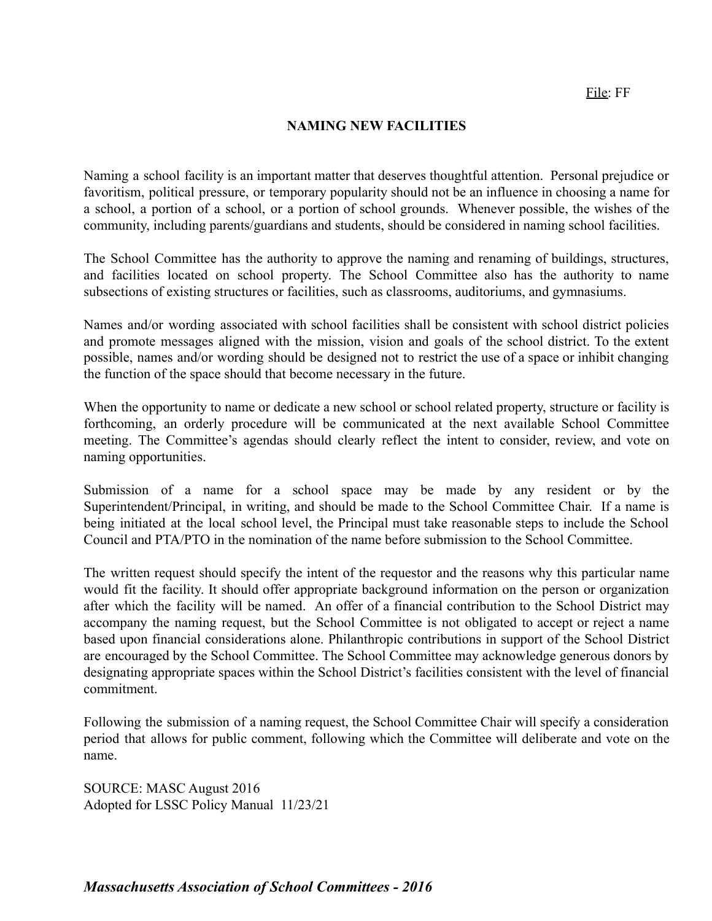File: FF

## NAMING NEW FACILITIES

Naming a school facility is an important matter that deserves thoughtful attention. Personal prejudice or favoritism, political pressure, or temporary popularity should not be an influence in choosing a name for a school, a portion of a school, or a portion of school grounds. Whenever possible, the wishes of the community, including parents/guardians and students, should be considered in naming school facilities.

The School Committee has the authority to approve the naming and renaming of buildings, structures, and facilities located on school property. The School Committee also has the authority to name subsections of existing structures or facilities, such as classrooms, auditoriums, and gymnasiums.

Names and/or wording associated with school facilities shall be consistent with school district policies and promote messages aligned with the mission, vision and goals of the school district. To the extent possible, names and/or wording should be designed not to restrict the use of a space or inhibit changing the function of the space should that become necessary in the future.

When the opportunity to name or dedicate a new school or school related property, structure or facility is forthcoming, an orderly procedure will be communicated at the next available School Committee meeting. The Committee's agendas should clearly reflect the intent to consider, review, and vote on naming opportunities.

Submission of a name for a school space may be made by any resident or by the Superintendent/Principal, in writing, and should be made to the School Committee Chair. If a name is being initiated at the local school level, the Principal must take reasonable steps to include the School Council and PTA/PTO in the nomination of the name before submission to the School Committee.

The written request should specify the intent of the requestor and the reasons why this particular name would fit the facility. It should offer appropriate background information on the person or organization after which the facility will be named. An offer of a financial contribution to the School District may accompany the naming request, but the School Committee is not obligated to accept or reject a name based upon financial considerations alone. Philanthropic contributions in support of the School District are encouraged by the School Committee. The School Committee may acknowledge generous donors by designating appropriate spaces within the School District's facilities consistent with the level of financial commitment.

Following the submission of a naming request, the School Committee Chair will specify a consideration period that allows for public comment, following which the Committee will deliberate and vote on the name.

SOURCE: MASC August 2016
Adopted for LSSC Policy Manual 11/23/21

***Massachusetts Association of School Committees - 2016***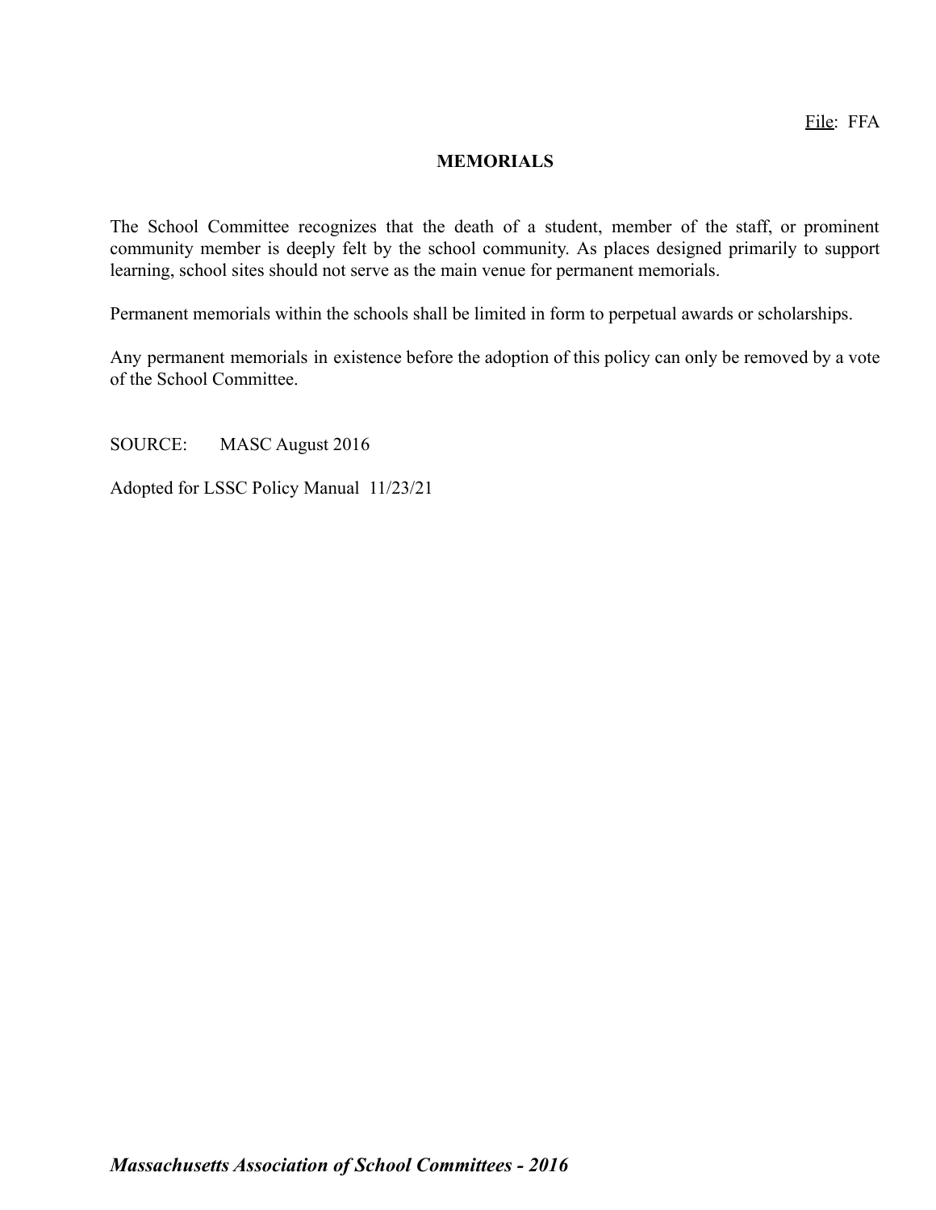File: FFA

# MEMORIALS

The School Committee recognizes that the death of a student, member of the staff, or prominent community member is deeply felt by the school community. As places designed primarily to support learning, school sites should not serve as the main venue for permanent memorials.

Permanent memorials within the schools shall be limited in form to perpetual awards or scholarships.

Any permanent memorials in existence before the adoption of this policy can only be removed by a vote of the School Committee.

SOURCE: MASC August 2016

Adopted for LSSC Policy Manual 11/23/21